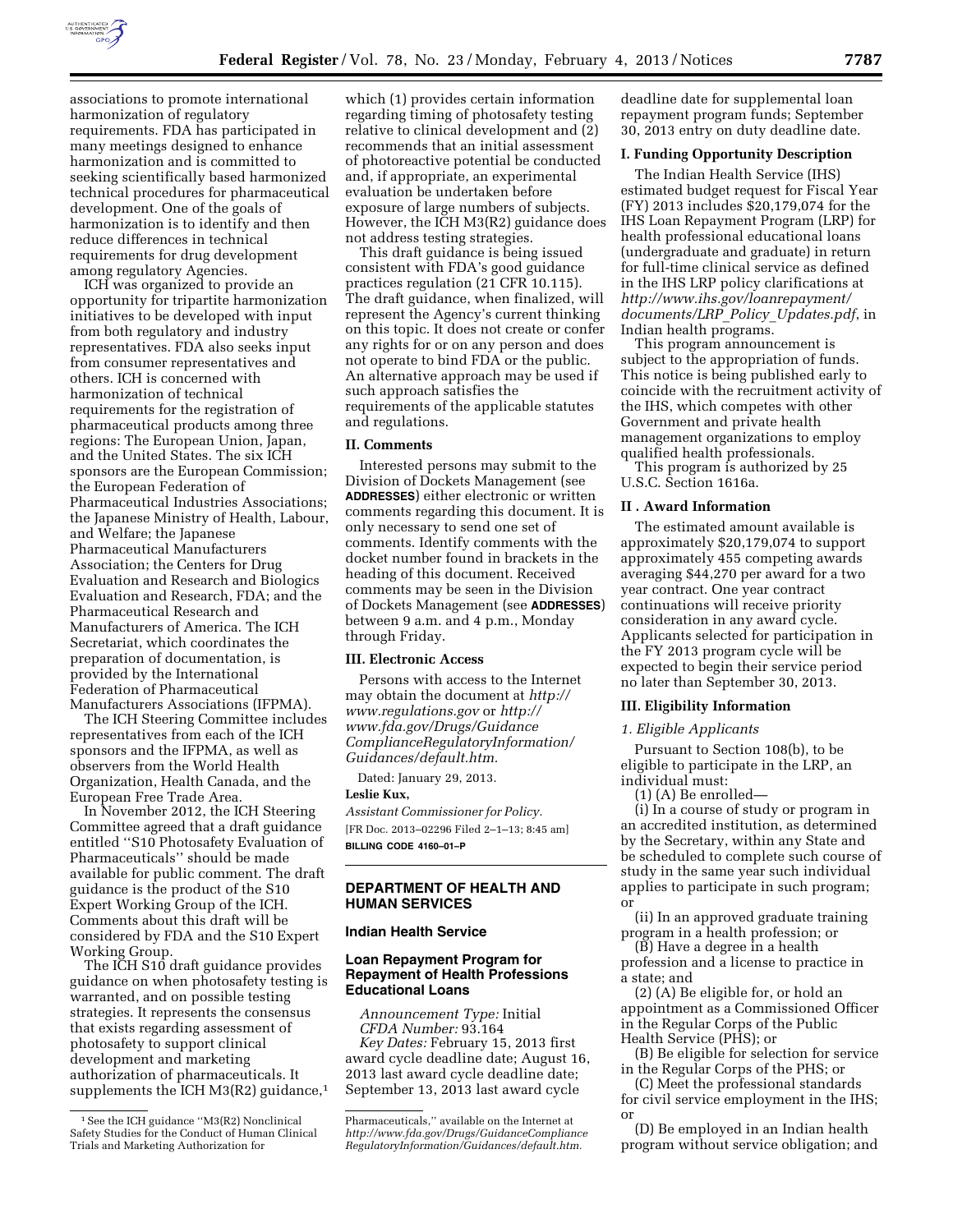associations to promote international harmonization of regulatory requirements. FDA has participated in many meetings designed to enhance harmonization and is committed to seeking scientifically based harmonized technical procedures for pharmaceutical development. One of the goals of harmonization is to identify and then reduce differences in technical requirements for drug development among regulatory Agencies.

ICH was organized to provide an opportunity for tripartite harmonization initiatives to be developed with input from both regulatory and industry representatives. FDA also seeks input from consumer representatives and others. ICH is concerned with harmonization of technical requirements for the registration of pharmaceutical products among three regions: The European Union, Japan, and the United States. The six ICH sponsors are the European Commission; the European Federation of Pharmaceutical Industries Associations; the Japanese Ministry of Health, Labour, and Welfare; the Japanese Pharmaceutical Manufacturers Association; the Centers for Drug Evaluation and Research and Biologics Evaluation and Research, FDA; and the Pharmaceutical Research and Manufacturers of America. The ICH Secretariat, which coordinates the preparation of documentation, is provided by the International Federation of Pharmaceutical Manufacturers Associations (IFPMA).

The ICH Steering Committee includes representatives from each of the ICH sponsors and the IFPMA, as well as observers from the World Health Organization, Health Canada, and the European Free Trade Area.

In November 2012, the ICH Steering Committee agreed that a draft guidance entitled ''S10 Photosafety Evaluation of Pharmaceuticals'' should be made available for public comment. The draft guidance is the product of the S10 Expert Working Group of the ICH. Comments about this draft will be considered by FDA and the S10 Expert Working Group.

The ICH S10 draft guidance provides guidance on when photosafety testing is warranted, and on possible testing strategies. It represents the consensus that exists regarding assessment of photosafety to support clinical development and marketing authorization of pharmaceuticals. It supplements the ICH M3(R2) guidance,[1] which (1) provides certain information regarding timing of photosafety testing relative to clinical development and (2) recommends that an initial assessment of photoreactive potential be conducted and, if appropriate, an experimental evaluation be undertaken before exposure of large numbers of subjects. However, the ICH M3(R2) guidance does not address testing strategies.

This draft guidance is being issued consistent with FDA's good guidance practices regulation (21 CFR 10.115). The draft guidance, when finalized, will represent the Agency's current thinking on this topic. It does not create or confer any rights for or on any person and does not operate to bind FDA or the public. An alternative approach may be used if such approach satisfies the requirements of the applicable statutes and regulations.

## II. Comments

Interested persons may submit to the Division of Dockets Management (see **ADDRESSES**) either electronic or written comments regarding this document. It is only necessary to send one set of comments. Identify comments with the docket number found in brackets in the heading of this document. Received comments may be seen in the Division of Dockets Management (see **ADDRESSES**) between 9 a.m. and 4 p.m., Monday through Friday.

## III. Electronic Access

Persons with access to the Internet may obtain the document at *http://www.regulations.gov* or *http://www.fda.gov/Drugs/GuidanceComplianceRegulatoryInformation/Guidances/default.htm.*

Dated: January 29, 2013.

**Leslie Kux,**

*Assistant Commissioner for Policy.*

[FR Doc. 2013–02296 Filed 2–1–13; 8:45 am]

**BILLING CODE 4160–01–P**

[1] See the ICH guidance ''M3(R2) Nonclinical Safety Studies for the Conduct of Human Clinical Trials and Marketing Authorization for Pharmaceuticals,'' available on the Internet at *http://www.fda.gov/Drugs/GuidanceComplianceRegulatoryInformation/Guidances/default.htm.*

# DEPARTMENT OF HEALTH AND HUMAN SERVICES

## Indian Health Service

## Loan Repayment Program for Repayment of Health Professions Educational Loans

*Announcement Type:* Initial

*CFDA Number:* 93.164

*Key Dates:* February 15, 2013 first award cycle deadline date; August 16, 2013 last award cycle deadline date; September 13, 2013 last award cycle deadline date for supplemental loan repayment program funds; September 30, 2013 entry on duty deadline date.

## I. Funding Opportunity Description

The Indian Health Service (IHS) estimated budget request for Fiscal Year (FY) 2013 includes $20,179,074 for the IHS Loan Repayment Program (LRP) for health professional educational loans (undergraduate and graduate) in return for full-time clinical service as defined in the IHS LRP policy clarifications at *http://www.ihs.gov/loanrepayment/documents/LRP_Policy_Updates.pdf*, in Indian health programs.

This program announcement is subject to the appropriation of funds. This notice is being published early to coincide with the recruitment activity of the IHS, which competes with other Government and private health management organizations to employ qualified health professionals.

This program is authorized by 25 U.S.C. Section 1616a.

## II . Award Information

The estimated amount available is approximately $20,179,074 to support approximately 455 competing awards averaging $44,270 per award for a two year contract. One year contract continuations will receive priority consideration in any award cycle. Applicants selected for participation in the FY 2013 program cycle will be expected to begin their service period no later than September 30, 2013.

## III. Eligibility Information

### *1. Eligible Applicants*

Pursuant to Section 108(b), to be eligible to participate in the LRP, an individual must:

(1) (A) Be enrolled—

(i) In a course of study or program in an accredited institution, as determined by the Secretary, within any State and be scheduled to complete such course of study in the same year such individual applies to participate in such program; or

(ii) In an approved graduate training program in a health profession; or

(B) Have a degree in a health profession and a license to practice in a state; and

(2) (A) Be eligible for, or hold an appointment as a Commissioned Officer in the Regular Corps of the Public Health Service (PHS); or

(B) Be eligible for selection for service in the Regular Corps of the PHS; or

(C) Meet the professional standards for civil service employment in the IHS; or

(D) Be employed in an Indian health program without service obligation; and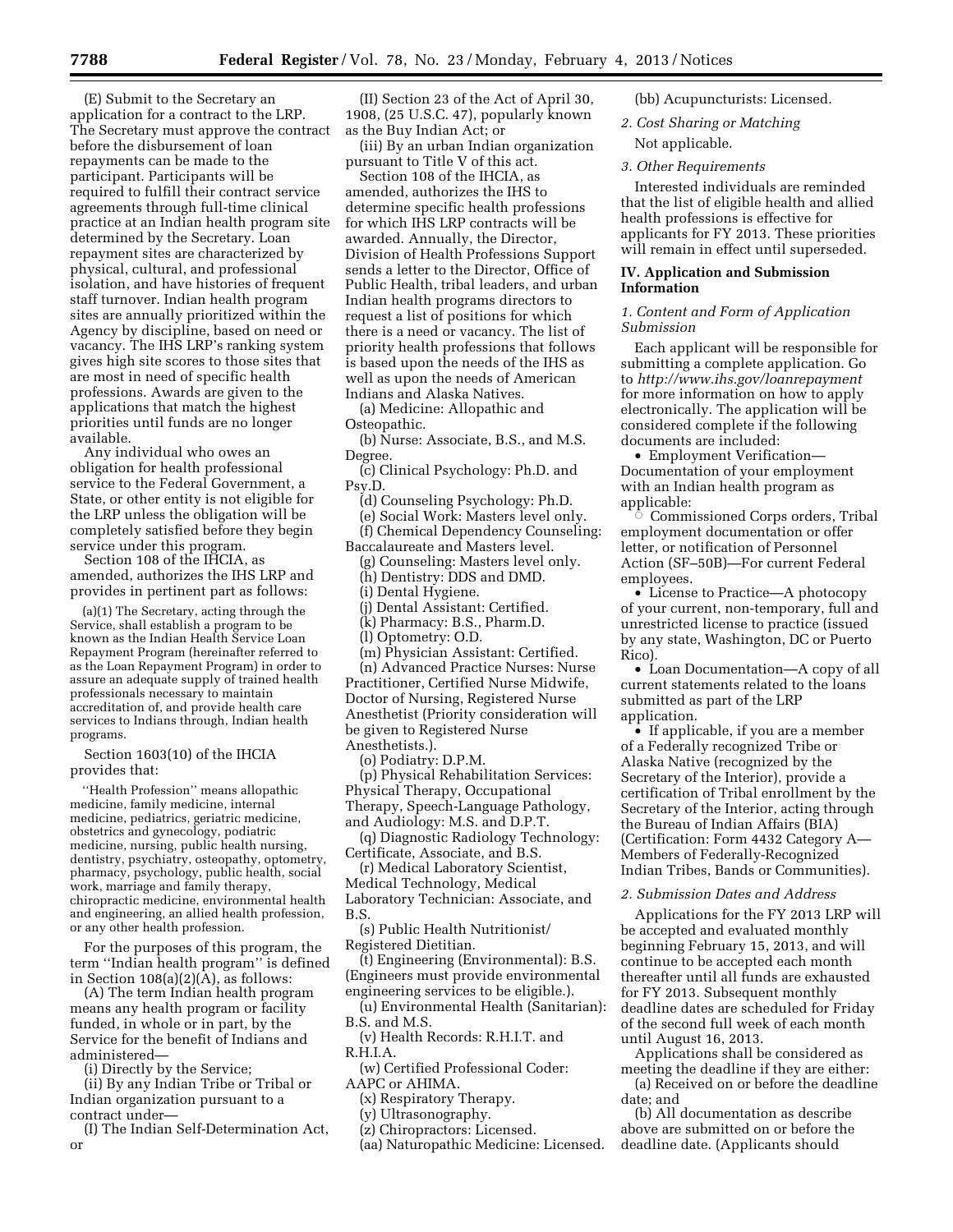(E) Submit to the Secretary an application for a contract to the LRP. The Secretary must approve the contract before the disbursement of loan repayments can be made to the participant. Participants will be required to fulfill their contract service agreements through full-time clinical practice at an Indian health program site determined by the Secretary. Loan repayment sites are characterized by physical, cultural, and professional isolation, and have histories of frequent staff turnover. Indian health program sites are annually prioritized within the Agency by discipline, based on need or vacancy. The IHS LRP's ranking system gives high site scores to those sites that are most in need of specific health professions. Awards are given to the applications that match the highest priorities until funds are no longer available.

Any individual who owes an obligation for health professional service to the Federal Government, a State, or other entity is not eligible for the LRP unless the obligation will be completely satisfied before they begin service under this program.

Section 108 of the IHCIA, as amended, authorizes the IHS LRP and provides in pertinent part as follows:

> (a)(1) The Secretary, acting through the Service, shall establish a program to be known as the Indian Health Service Loan Repayment Program (hereinafter referred to as the Loan Repayment Program) in order to assure an adequate supply of trained health professionals necessary to maintain accreditation of, and provide health care services to Indians through, Indian health programs.

Section 1603(10) of the IHCIA provides that:

> ''Health Profession'' means allopathic medicine, family medicine, internal medicine, pediatrics, geriatric medicine, obstetrics and gynecology, podiatric medicine, nursing, public health nursing, dentistry, psychiatry, osteopathy, optometry, pharmacy, psychology, public health, social work, marriage and family therapy, chiropractic medicine, environmental health and engineering, an allied health profession, or any other health profession.

For the purposes of this program, the term ''Indian health program'' is defined in Section 108(a)(2)(A), as follows:

(A) The term Indian health program means any health program or facility funded, in whole or in part, by the Service for the benefit of Indians and administered—

(i) Directly by the Service;

(ii) By any Indian Tribe or Tribal or Indian organization pursuant to a contract under—

(I) The Indian Self-Determination Act, or

(II) Section 23 of the Act of April 30, 1908, (25 U.S.C. 47), popularly known as the Buy Indian Act; or

(iii) By an urban Indian organization pursuant to Title V of this act.

Section 108 of the IHCIA, as amended, authorizes the IHS to determine specific health professions for which IHS LRP contracts will be awarded. Annually, the Director, Division of Health Professions Support sends a letter to the Director, Office of Public Health, tribal leaders, and urban Indian health programs directors to request a list of positions for which there is a need or vacancy. The list of priority health professions that follows is based upon the needs of the IHS as well as upon the needs of American Indians and Alaska Natives.

(a) Medicine: Allopathic and Osteopathic.

(b) Nurse: Associate, B.S., and M.S. Degree.

(c) Clinical Psychology: Ph.D. and Psy.D.

(d) Counseling Psychology: Ph.D.

(e) Social Work: Masters level only.

(f) Chemical Dependency Counseling: Baccalaureate and Masters level.

(g) Counseling: Masters level only.

(h) Dentistry: DDS and DMD.

(i) Dental Hygiene.

(j) Dental Assistant: Certified.

(k) Pharmacy: B.S., Pharm.D.

(l) Optometry: O.D.

(m) Physician Assistant: Certified.

(n) Advanced Practice Nurses: Nurse Practitioner, Certified Nurse Midwife, Doctor of Nursing, Registered Nurse Anesthetist (Priority consideration will be given to Registered Nurse Anesthetists.).

(o) Podiatry: D.P.M.

(p) Physical Rehabilitation Services: Physical Therapy, Occupational Therapy, Speech-Language Pathology, and Audiology: M.S. and D.P.T.

(q) Diagnostic Radiology Technology: Certificate, Associate, and B.S.

(r) Medical Laboratory Scientist, Medical Technology, Medical Laboratory Technician: Associate, and B.S.

(s) Public Health Nutritionist/Registered Dietitian.

(t) Engineering (Environmental): B.S. (Engineers must provide environmental engineering services to be eligible.).

(u) Environmental Health (Sanitarian): B.S. and M.S.

(v) Health Records: R.H.I.T. and R.H.I.A.

(w) Certified Professional Coder: AAPC or AHIMA.

(x) Respiratory Therapy.

(y) Ultrasonography.

(z) Chiropractors: Licensed.

(aa) Naturopathic Medicine: Licensed.

(bb) Acupuncturists: Licensed.

*2. Cost Sharing or Matching*

Not applicable.

*3. Other Requirements*

Interested individuals are reminded that the list of eligible health and allied health professions is effective for applicants for FY 2013. These priorities will remain in effect until superseded.

### IV. Application and Submission Information

*1. Content and Form of Application Submission*

Each applicant will be responsible for submitting a complete application. Go to *http://www.ihs.gov/loanrepayment* for more information on how to apply electronically. The application will be considered complete if the following documents are included:

- Employment Verification—Documentation of your employment with an Indian health program as applicable:
  - Commissioned Corps orders, Tribal employment documentation or offer letter, or notification of Personnel Action (SF–50B)—For current Federal employees.
- License to Practice—A photocopy of your current, non-temporary, full and unrestricted license to practice (issued by any state, Washington, DC or Puerto Rico).
- Loan Documentation—A copy of all current statements related to the loans submitted as part of the LRP application.
- If applicable, if you are a member of a Federally recognized Tribe or Alaska Native (recognized by the Secretary of the Interior), provide a certification of Tribal enrollment by the Secretary of the Interior, acting through the Bureau of Indian Affairs (BIA) (Certification: Form 4432 Category A—Members of Federally-Recognized Indian Tribes, Bands or Communities).

*2. Submission Dates and Address*

Applications for the FY 2013 LRP will be accepted and evaluated monthly beginning February 15, 2013, and will continue to be accepted each month thereafter until all funds are exhausted for FY 2013. Subsequent monthly deadline dates are scheduled for Friday of the second full week of each month until August 16, 2013.

Applications shall be considered as meeting the deadline if they are either:

(a) Received on or before the deadline date; and

(b) All documentation as describe above are submitted on or before the deadline date. (Applicants should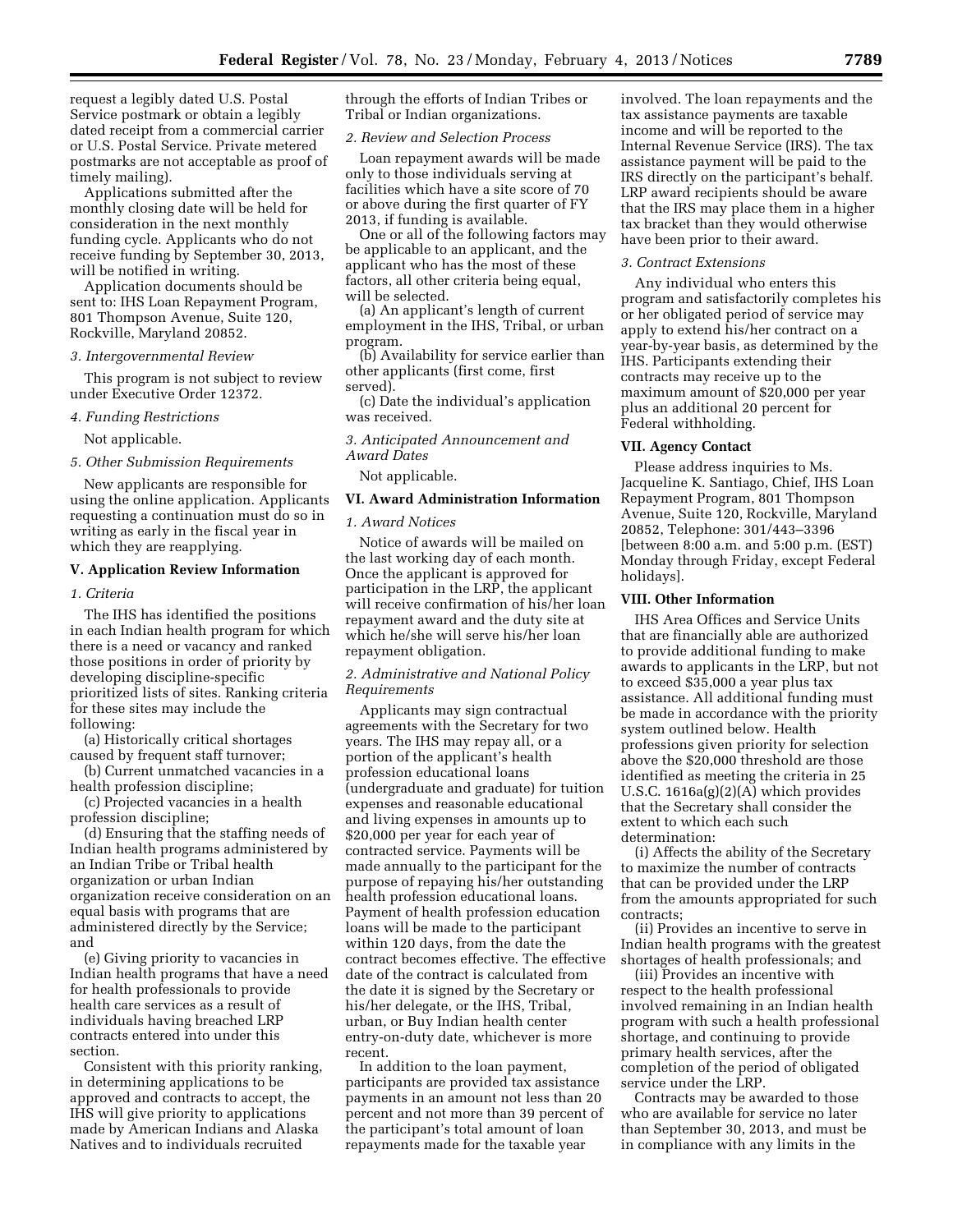request a legibly dated U.S. Postal Service postmark or obtain a legibly dated receipt from a commercial carrier or U.S. Postal Service. Private metered postmarks are not acceptable as proof of timely mailing).

Applications submitted after the monthly closing date will be held for consideration in the next monthly funding cycle. Applicants who do not receive funding by September 30, 2013, will be notified in writing.

Application documents should be sent to: IHS Loan Repayment Program, 801 Thompson Avenue, Suite 120, Rockville, Maryland 20852.

*3. Intergovernmental Review*

This program is not subject to review under Executive Order 12372.

*4. Funding Restrictions*

Not applicable.

*5. Other Submission Requirements*

New applicants are responsible for using the online application. Applicants requesting a continuation must do so in writing as early in the fiscal year in which they are reapplying.

## V. Application Review Information

*1. Criteria*

The IHS has identified the positions in each Indian health program for which there is a need or vacancy and ranked those positions in order of priority by developing discipline-specific prioritized lists of sites. Ranking criteria for these sites may include the following:

(a) Historically critical shortages caused by frequent staff turnover;

(b) Current unmatched vacancies in a health profession discipline;

(c) Projected vacancies in a health profession discipline;

(d) Ensuring that the staffing needs of Indian health programs administered by an Indian Tribe or Tribal health organization or urban Indian organization receive consideration on an equal basis with programs that are administered directly by the Service; and

(e) Giving priority to vacancies in Indian health programs that have a need for health professionals to provide health care services as a result of individuals having breached LRP contracts entered into under this section.

Consistent with this priority ranking, in determining applications to be approved and contracts to accept, the IHS will give priority to applications made by American Indians and Alaska Natives and to individuals recruited through the efforts of Indian Tribes or Tribal or Indian organizations.

*2. Review and Selection Process*

Loan repayment awards will be made only to those individuals serving at facilities which have a site score of 70 or above during the first quarter of FY 2013, if funding is available.

One or all of the following factors may be applicable to an applicant, and the applicant who has the most of these factors, all other criteria being equal, will be selected.

(a) An applicant's length of current employment in the IHS, Tribal, or urban program.

(b) Availability for service earlier than other applicants (first come, first served).

(c) Date the individual's application was received.

*3. Anticipated Announcement and Award Dates*

Not applicable.

## VI. Award Administration Information

*1. Award Notices*

Notice of awards will be mailed on the last working day of each month. Once the applicant is approved for participation in the LRP, the applicant will receive confirmation of his/her loan repayment award and the duty site at which he/she will serve his/her loan repayment obligation.

*2. Administrative and National Policy Requirements*

Applicants may sign contractual agreements with the Secretary for two years. The IHS may repay all, or a portion of the applicant's health profession educational loans (undergraduate and graduate) for tuition expenses and reasonable educational and living expenses in amounts up to $20,000 per year for each year of contracted service. Payments will be made annually to the participant for the purpose of repaying his/her outstanding health profession educational loans. Payment of health profession education loans will be made to the participant within 120 days, from the date the contract becomes effective. The effective date of the contract is calculated from the date it is signed by the Secretary or his/her delegate, or the IHS, Tribal, urban, or Buy Indian health center entry-on-duty date, whichever is more recent.

In addition to the loan payment, participants are provided tax assistance payments in an amount not less than 20 percent and not more than 39 percent of the participant's total amount of loan repayments made for the taxable year involved. The loan repayments and the tax assistance payments are taxable income and will be reported to the Internal Revenue Service (IRS). The tax assistance payment will be paid to the IRS directly on the participant's behalf. LRP award recipients should be aware that the IRS may place them in a higher tax bracket than they would otherwise have been prior to their award.

*3. Contract Extensions*

Any individual who enters this program and satisfactorily completes his or her obligated period of service may apply to extend his/her contract on a year-by-year basis, as determined by the IHS. Participants extending their contracts may receive up to the maximum amount of $20,000 per year plus an additional 20 percent for Federal withholding.

## VII. Agency Contact

Please address inquiries to Ms. Jacqueline K. Santiago, Chief, IHS Loan Repayment Program, 801 Thompson Avenue, Suite 120, Rockville, Maryland 20852, Telephone: 301/443–3396 [between 8:00 a.m. and 5:00 p.m. (EST) Monday through Friday, except Federal holidays].

## VIII. Other Information

IHS Area Offices and Service Units that are financially able are authorized to provide additional funding to make awards to applicants in the LRP, but not to exceed $35,000 a year plus tax assistance. All additional funding must be made in accordance with the priority system outlined below. Health professions given priority for selection above the $20,000 threshold are those identified as meeting the criteria in 25 U.S.C. 1616a(g)(2)(A) which provides that the Secretary shall consider the extent to which each such determination:

(i) Affects the ability of the Secretary to maximize the number of contracts that can be provided under the LRP from the amounts appropriated for such contracts;

(ii) Provides an incentive to serve in Indian health programs with the greatest shortages of health professionals; and

(iii) Provides an incentive with respect to the health professional involved remaining in an Indian health program with such a health professional shortage, and continuing to provide primary health services, after the completion of the period of obligated service under the LRP.

Contracts may be awarded to those who are available for service no later than September 30, 2013, and must be in compliance with any limits in the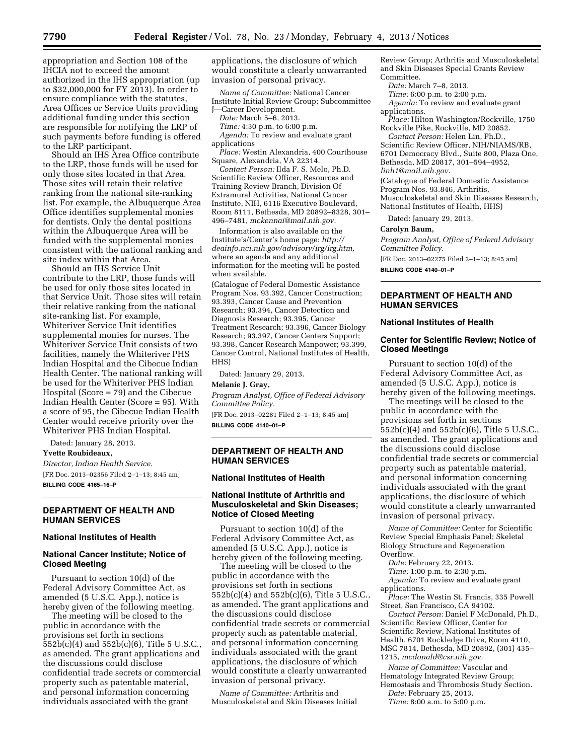appropriation and Section 108 of the IHCIA not to exceed the amount authorized in the IHS appropriation (up to $32,000,000 for FY 2013). In order to ensure compliance with the statutes, Area Offices or Service Units providing additional funding under this section are responsible for notifying the LRP of such payments before funding is offered to the LRP participant.

Should an IHS Area Office contribute to the LRP, those funds will be used for only those sites located in that Area. Those sites will retain their relative ranking from the national site-ranking list. For example, the Albuquerque Area Office identifies supplemental monies for dentists. Only the dental positions within the Albuquerque Area will be funded with the supplemental monies consistent with the national ranking and site index within that Area.

Should an IHS Service Unit contribute to the LRP, those funds will be used for only those sites located in that Service Unit. Those sites will retain their relative ranking from the national site-ranking list. For example, Whiteriver Service Unit identifies supplemental monies for nurses. The Whiteriver Service Unit consists of two facilities, namely the Whiteriver PHS Indian Hospital and the Cibecue Indian Health Center. The national ranking will be used for the Whiteriver PHS Indian Hospital (Score = 79) and the Cibecue Indian Health Center (Score = 95). With a score of 95, the Cibecue Indian Health Center would receive priority over the Whiteriver PHS Indian Hospital.

Dated: January 28, 2013.

**Yvette Roubideaux,**

*Director, Indian Health Service.*

[FR Doc. 2013–02356 Filed 2–1–13; 8:45 am]

**BILLING CODE 4165–16–P**

---

## DEPARTMENT OF HEALTH AND HUMAN SERVICES

### National Institutes of Health

### National Cancer Institute; Notice of Closed Meeting

Pursuant to section 10(d) of the Federal Advisory Committee Act, as amended (5 U.S.C. App.), notice is hereby given of the following meeting.

The meeting will be closed to the public in accordance with the provisions set forth in sections 552b(c)(4) and 552b(c)(6), Title 5 U.S.C., as amended. The grant applications and the discussions could disclose confidential trade secrets or commercial property such as patentable material, and personal information concerning individuals associated with the grant applications, the disclosure of which would constitute a clearly unwarranted invasion of personal privacy.

*Name of Committee:* National Cancer Institute Initial Review Group; Subcommittee J—Career Development.

*Date:* March 5–6, 2013.

*Time:* 4:30 p.m. to 6:00 p.m.

*Agenda:* To review and evaluate grant applications

*Place:* Westin Alexandria, 400 Courthouse Square, Alexandria, VA 22314.

*Contact Person:* Ilda F. S. Melo, Ph.D. Scientific Review Officer, Resources and Training Review Branch, Division Of Extramural Activities, National Cancer Institute, NIH, 6116 Executive Boulevard, Room 8111, Bethesda, MD 20892–8328, 301–496–7481, *mckennai@mail.nih.gov.*

Information is also available on the Institute's/Center's home page: *http://deainfo.nci.nih.gov/advisory/irg/irg.htm,* where an agenda and any additional information for the meeting will be posted when available.

(Catalogue of Federal Domestic Assistance Program Nos. 93.392, Cancer Construction; 93.393, Cancer Cause and Prevention Research; 93.394, Cancer Detection and Diagnosis Research; 93.395, Cancer Treatment Research; 93.396, Cancer Biology Research; 93.397, Cancer Centers Support; 93.398, Cancer Research Manpower; 93.399, Cancer Control, National Institutes of Health, HHS)

Dated: January 29, 2013.

**Melanie J. Gray,**

*Program Analyst, Office of Federal Advisory Committee Policy.*

[FR Doc. 2013–02281 Filed 2–1–13; 8:45 am]

**BILLING CODE 4140–01–P**

---

## DEPARTMENT OF HEALTH AND HUMAN SERVICES

### National Institutes of Health

### National Institute of Arthritis and Musculoskeletal and Skin Diseases; Notice of Closed Meeting

Pursuant to section 10(d) of the Federal Advisory Committee Act, as amended (5 U.S.C. App.), notice is hereby given of the following meeting.

The meeting will be closed to the public in accordance with the provisions set forth in sections 552b(c)(4) and 552b(c)(6), Title 5 U.S.C., as amended. The grant applications and the discussions could disclose confidential trade secrets or commercial property such as patentable material, and personal information concerning individuals associated with the grant applications, the disclosure of which would constitute a clearly unwarranted invasion of personal privacy.

*Name of Committee:* Arthritis and Musculoskeletal and Skin Diseases Initial Review Group; Arthritis and Musculoskeletal and Skin Diseases Special Grants Review Committee.

*Date:* March 7–8, 2013.

*Time:* 6:00 p.m. to 2:00 p.m.

*Agenda:* To review and evaluate grant applications.

*Place:* Hilton Washington/Rockville, 1750 Rockville Pike, Rockville, MD 20852.

*Contact Person:* Helen Lin, Ph.D., Scientific Review Officer, NIH/NIAMS/RB, 6701 Democracy Blvd., Suite 800, Plaza One, Bethesda, MD 20817, 301–594–4952, *linh1@mail.nih.gov.*

(Catalogue of Federal Domestic Assistance Program Nos. 93.846, Arthritis, Musculoskeletal and Skin Diseases Research, National Institutes of Health, HHS)

Dated: January 29, 2013.

**Carolyn Baum,**

*Program Analyst, Office of Federal Advisory Committee Policy.*

[FR Doc. 2013–02275 Filed 2–1–13; 8:45 am]

**BILLING CODE 4140–01–P**

---

## DEPARTMENT OF HEALTH AND HUMAN SERVICES

### National Institutes of Health

### Center for Scientific Review; Notice of Closed Meetings

Pursuant to section 10(d) of the Federal Advisory Committee Act, as amended (5 U.S.C. App.), notice is hereby given of the following meetings.

The meetings will be closed to the public in accordance with the provisions set forth in sections 552b(c)(4) and 552b(c)(6), Title 5 U.S.C., as amended. The grant applications and the discussions could disclose confidential trade secrets or commercial property such as patentable material, and personal information concerning individuals associated with the grant applications, the disclosure of which would constitute a clearly unwarranted invasion of personal privacy.

*Name of Committee:* Center for Scientific Review Special Emphasis Panel; Skeletal Biology Structure and Regeneration Overflow.

*Date:* February 22, 2013.

*Time:* 1:00 p.m. to 2:30 p.m.

*Agenda:* To review and evaluate grant applications.

*Place:* The Westin St. Francis, 335 Powell Street, San Francisco, CA 94102.

*Contact Person:* Daniel F McDonald, Ph.D., Scientific Review Officer, Center for Scientific Review, National Institutes of Health, 6701 Rockledge Drive, Room 4110, MSC 7814, Bethesda, MD 20892, (301) 435–1215, *mcdonald@csr.nih.gov.*

*Name of Committee:* Vascular and Hematology Integrated Review Group; Hemostasis and Thrombosis Study Section.

*Date:* February 25, 2013.

*Time:* 8:00 a.m. to 5:00 p.m.